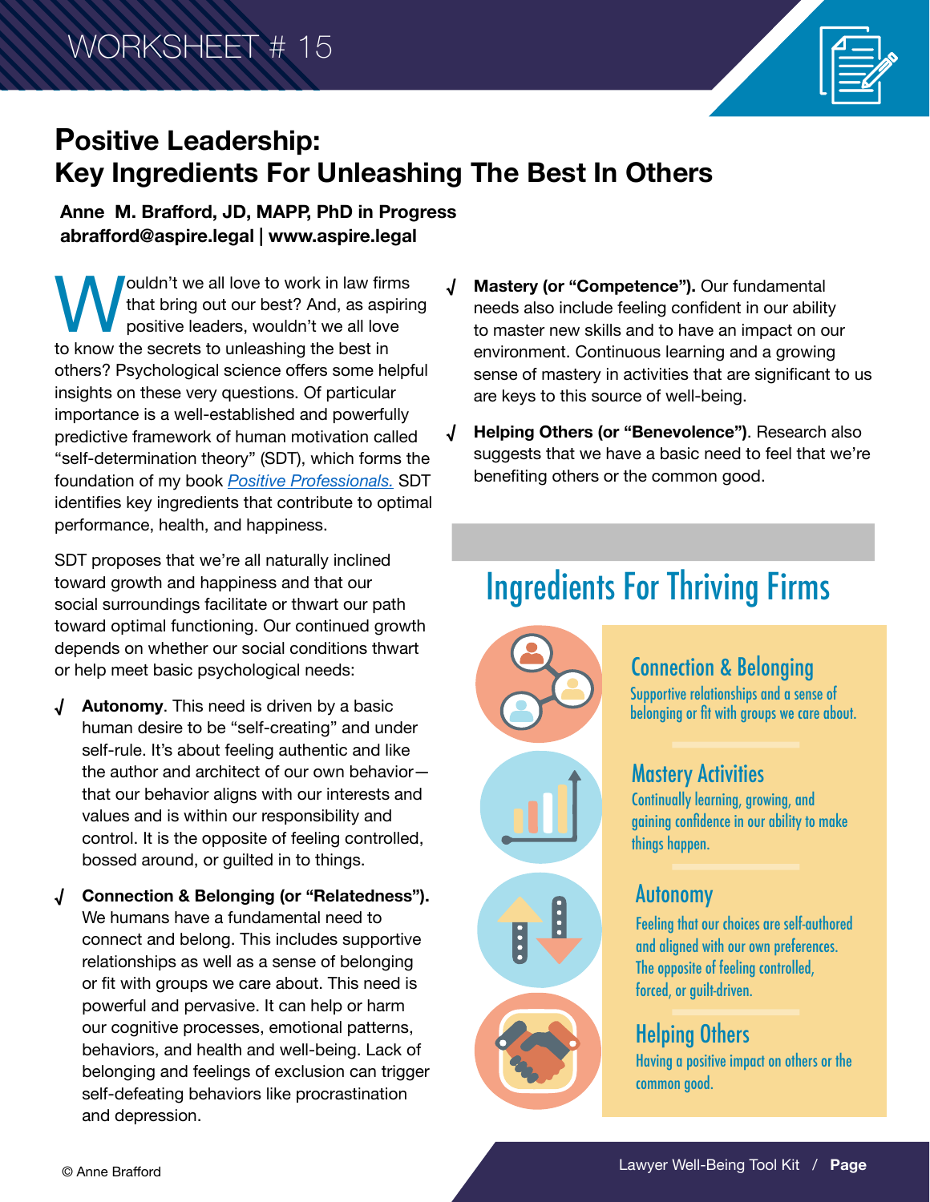WORKSHEET # 15

# Positive Leadership: Key Ingredients For Unleashing The Best In Others

**Anne M. Brafford, JD, MAPP, PhD in Progress**
**abrafford@aspire.legal | www.aspire.legal**

Wouldn't we all love to work in law firms that bring out our best? And, as aspiring positive leaders, wouldn't we all love to know the secrets to unleashing the best in others? Psychological science offers some helpful insights on these very questions. Of particular importance is a well-established and powerfully predictive framework of human motivation called "self-determination theory" (SDT), which forms the foundation of my book *Positive Professionals.* SDT identifies key ingredients that contribute to optimal performance, health, and happiness.

SDT proposes that we're all naturally inclined toward growth and happiness and that our social surroundings facilitate or thwart our path toward optimal functioning. Our continued growth depends on whether our social conditions thwart or help meet basic psychological needs:

- √ **Autonomy**. This need is driven by a basic human desire to be "self-creating" and under self-rule. It's about feeling authentic and like the author and architect of our own behavior—that our behavior aligns with our interests and values and is within our responsibility and control. It is the opposite of feeling controlled, bossed around, or guilted in to things.
- √ **Connection & Belonging (or "Relatedness").** We humans have a fundamental need to connect and belong. This includes supportive relationships as well as a sense of belonging or fit with groups we care about. This need is powerful and pervasive. It can help or harm our cognitive processes, emotional patterns, behaviors, and health and well-being. Lack of belonging and feelings of exclusion can trigger self-defeating behaviors like procrastination and depression.
- √ **Mastery (or "Competence").** Our fundamental needs also include feeling confident in our ability to master new skills and to have an impact on our environment. Continuous learning and a growing sense of mastery in activities that are significant to us are keys to this source of well-being.
- √ **Helping Others (or "Benevolence")**. Research also suggests that we have a basic need to feel that we're benefiting others or the common good.

## Ingredients For Thriving Firms

**Connection & Belonging**
Supportive relationships and a sense of belonging or fit with groups we care about.

**Mastery Activities**
Continually learning, growing, and gaining confidence in our ability to make things happen.

**Autonomy**
Feeling that our choices are self-authored and aligned with our own preferences. The opposite of feeling controlled, forced, or guilt-driven.

**Helping Others**
Having a positive impact on others or the common good.

© Anne Brafford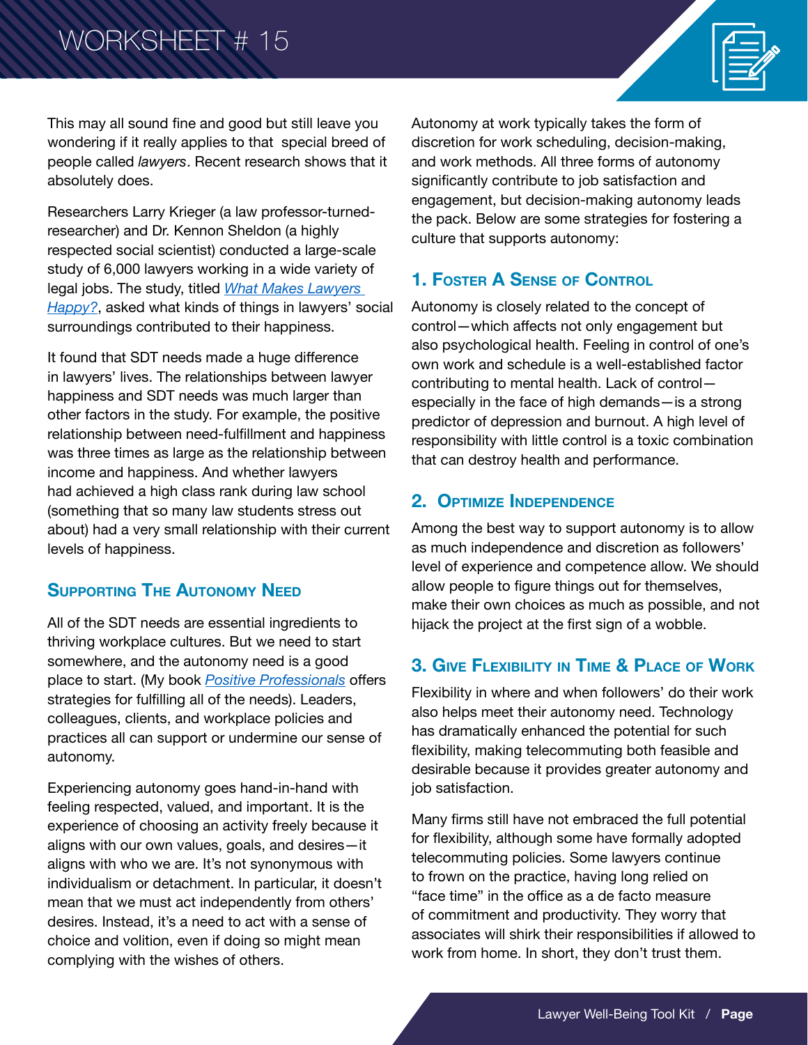This may all sound fine and good but still leave you wondering if it really applies to that special breed of people called *lawyers*. Recent research shows that it absolutely does.

Researchers Larry Krieger (a law professor-turned-researcher) and Dr. Kennon Sheldon (a highly respected social scientist) conducted a large-scale study of 6,000 lawyers working in a wide variety of legal jobs. The study, titled *What Makes Lawyers Happy?*, asked what kinds of things in lawyers' social surroundings contributed to their happiness.

It found that SDT needs made a huge difference in lawyers' lives. The relationships between lawyer happiness and SDT needs was much larger than other factors in the study. For example, the positive relationship between need-fulfillment and happiness was three times as large as the relationship between income and happiness. And whether lawyers had achieved a high class rank during law school (something that so many law students stress out about) had a very small relationship with their current levels of happiness.

## Supporting The Autonomy Need

All of the SDT needs are essential ingredients to thriving workplace cultures. But we need to start somewhere, and the autonomy need is a good place to start. (My book *Positive Professionals* offers strategies for fulfilling all of the needs). Leaders, colleagues, clients, and workplace policies and practices all can support or undermine our sense of autonomy.

Experiencing autonomy goes hand-in-hand with feeling respected, valued, and important. It is the experience of choosing an activity freely because it aligns with our own values, goals, and desires—it aligns with who we are. It's not synonymous with individualism or detachment. In particular, it doesn't mean that we must act independently from others' desires. Instead, it's a need to act with a sense of choice and volition, even if doing so might mean complying with the wishes of others.

Autonomy at work typically takes the form of discretion for work scheduling, decision-making, and work methods. All three forms of autonomy significantly contribute to job satisfaction and engagement, but decision-making autonomy leads the pack. Below are some strategies for fostering a culture that supports autonomy:

### 1. Foster A Sense of Control

Autonomy is closely related to the concept of control—which affects not only engagement but also psychological health. Feeling in control of one's own work and schedule is a well-established factor contributing to mental health. Lack of control—especially in the face of high demands—is a strong predictor of depression and burnout. A high level of responsibility with little control is a toxic combination that can destroy health and performance.

### 2. Optimize Independence

Among the best way to support autonomy is to allow as much independence and discretion as followers' level of experience and competence allow. We should allow people to figure things out for themselves, make their own choices as much as possible, and not hijack the project at the first sign of a wobble.

### 3. Give Flexibility in Time & Place of Work

Flexibility in where and when followers' do their work also helps meet their autonomy need. Technology has dramatically enhanced the potential for such flexibility, making telecommuting both feasible and desirable because it provides greater autonomy and job satisfaction.

Many firms still have not embraced the full potential for flexibility, although some have formally adopted telecommuting policies. Some lawyers continue to frown on the practice, having long relied on "face time" in the office as a de facto measure of commitment and productivity. They worry that associates will shirk their responsibilities if allowed to work from home. In short, they don't trust them.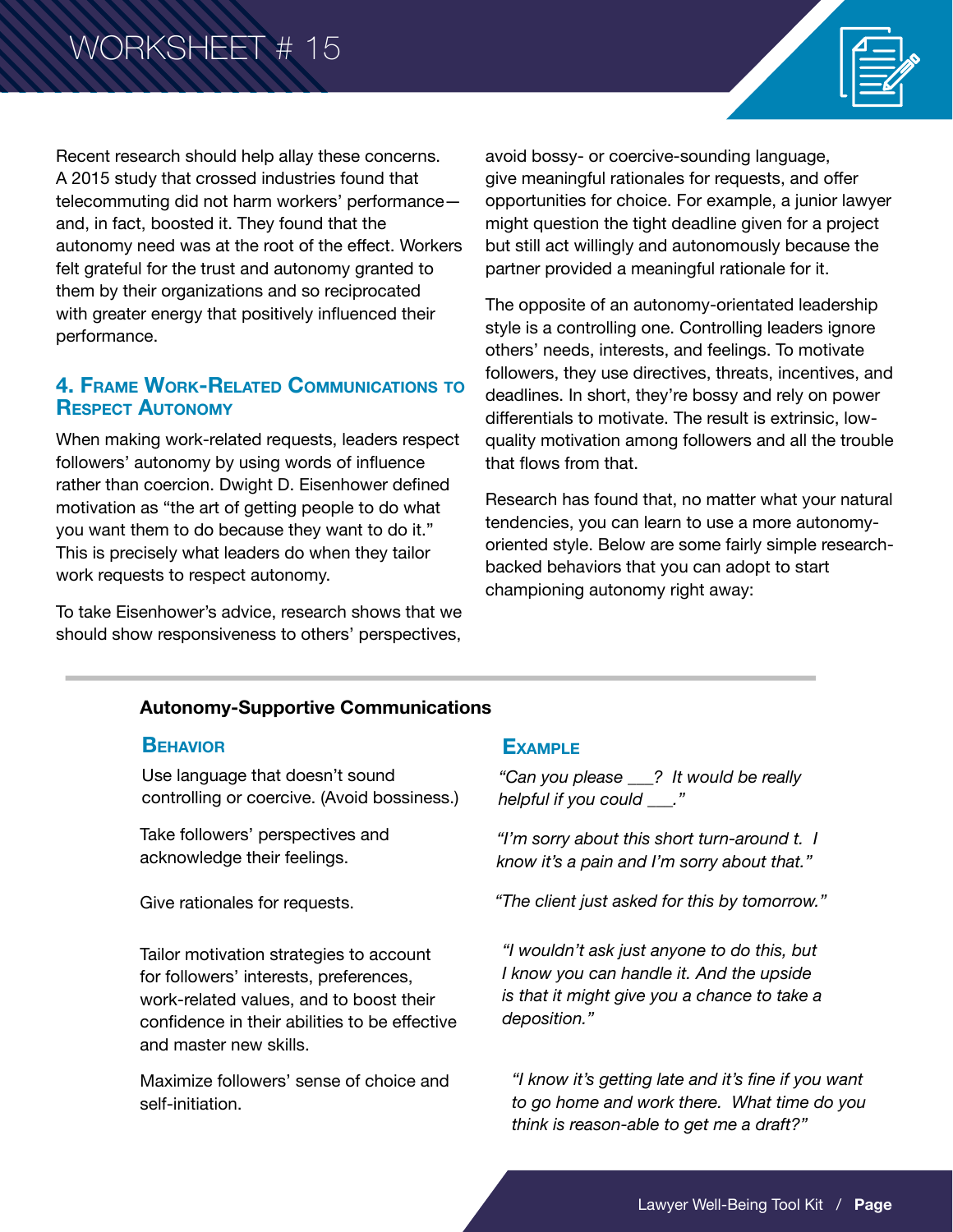Recent research should help allay these concerns. A 2015 study that crossed industries found that telecommuting did not harm workers' performance—and, in fact, boosted it. They found that the autonomy need was at the root of the effect. Workers felt grateful for the trust and autonomy granted to them by their organizations and so reciprocated with greater energy that positively influenced their performance.

### 4. Frame Work-Related Communications to Respect Autonomy

When making work-related requests, leaders respect followers' autonomy by using words of influence rather than coercion. Dwight D. Eisenhower defined motivation as "the art of getting people to do what you want them to do because they want to do it." This is precisely what leaders do when they tailor work requests to respect autonomy.

To take Eisenhower's advice, research shows that we should show responsiveness to others' perspectives, avoid bossy- or coercive-sounding language, give meaningful rationales for requests, and offer opportunities for choice. For example, a junior lawyer might question the tight deadline given for a project but still act willingly and autonomously because the partner provided a meaningful rationale for it.

The opposite of an autonomy-orientated leadership style is a controlling one. Controlling leaders ignore others' needs, interests, and feelings. To motivate followers, they use directives, threats, incentives, and deadlines. In short, they're bossy and rely on power differentials to motivate. The result is extrinsic, low-quality motivation among followers and all the trouble that flows from that.

Research has found that, no matter what your natural tendencies, you can learn to use a more autonomy-oriented style. Below are some fairly simple research-backed behaviors that you can adopt to start championing autonomy right away:

**Autonomy-Supportive Communications**

| Behavior | Example |
| --- | --- |
| Use language that doesn't sound controlling or coercive. (Avoid bossiness.) | *"Can you please ___? It would be really helpful if you could ___."* |
| Take followers' perspectives and acknowledge their feelings. | *"I'm sorry about this short turn-around t. I know it's a pain and I'm sorry about that."* |
| Give rationales for requests. | *"The client just asked for this by tomorrow."* |
| Tailor motivation strategies to account for followers' interests, preferences, work-related values, and to boost their confidence in their abilities to be effective and master new skills. | *"I wouldn't ask just anyone to do this, but I know you can handle it. And the upside is that it might give you a chance to take a deposition."* |
| Maximize followers' sense of choice and self-initiation. | *"I know it's getting late and it's fine if you want to go home and work there. What time do you think is reason-able to get me a draft?"* |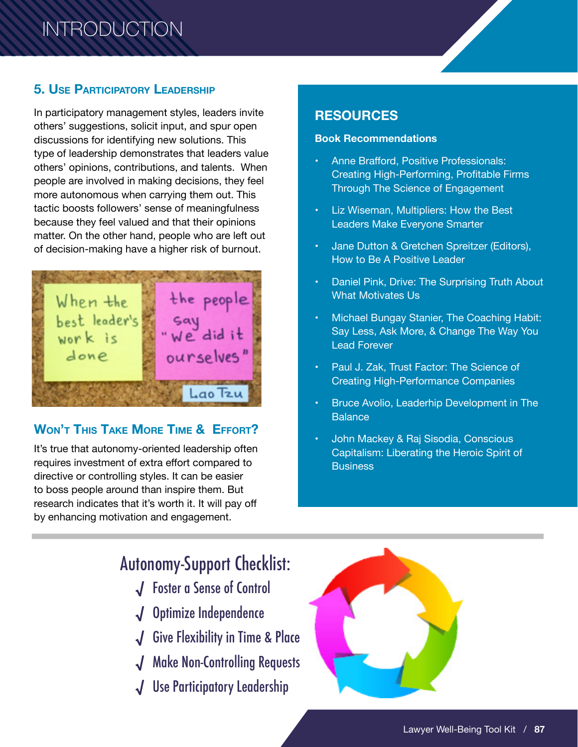# INTRODUCTION

### 5. Use Participatory Leadership

In participatory management styles, leaders invite others' suggestions, solicit input, and spur open discussions for identifying new solutions. This type of leadership demonstrates that leaders value others' opinions, contributions, and talents. When people are involved in making decisions, they feel more autonomous when carrying them out. This tactic boosts followers' sense of meaningfulness because they feel valued and that their opinions matter. On the other hand, people who are left out of decision-making have a higher risk of burnout.

When the best leader's work is done the people say "We did it ourselves" Lao Tzu

### Won't This Take More Time & Effort?

It's true that autonomy-oriented leadership often requires investment of extra effort compared to directive or controlling styles. It can be easier to boss people around than inspire them. But research indicates that it's worth it. It will pay off by enhancing motivation and engagement.

## RESOURCES

**Book Recommendations**

- Anne Brafford, Positive Professionals: Creating High-Performing, Profitable Firms Through The Science of Engagement
- Liz Wiseman, Multipliers: How the Best Leaders Make Everyone Smarter
- Jane Dutton & Gretchen Spreitzer (Editors), How to Be A Positive Leader
- Daniel Pink, Drive: The Surprising Truth About What Motivates Us
- Michael Bungay Stanier, The Coaching Habit: Say Less, Ask More, & Change The Way You Lead Forever
- Paul J. Zak, Trust Factor: The Science of Creating High-Performance Companies
- Bruce Avolio, Leaderhip Development in The Balance
- John Mackey & Raj Sisodia, Conscious Capitalism: Liberating the Heroic Spirit of Business

## Autonomy-Support Checklist:

- √ Foster a Sense of Control
- √ Optimize Independence
- √ Give Flexibility in Time & Place
- √ Make Non-Controlling Requests
- √ Use Participatory Leadership